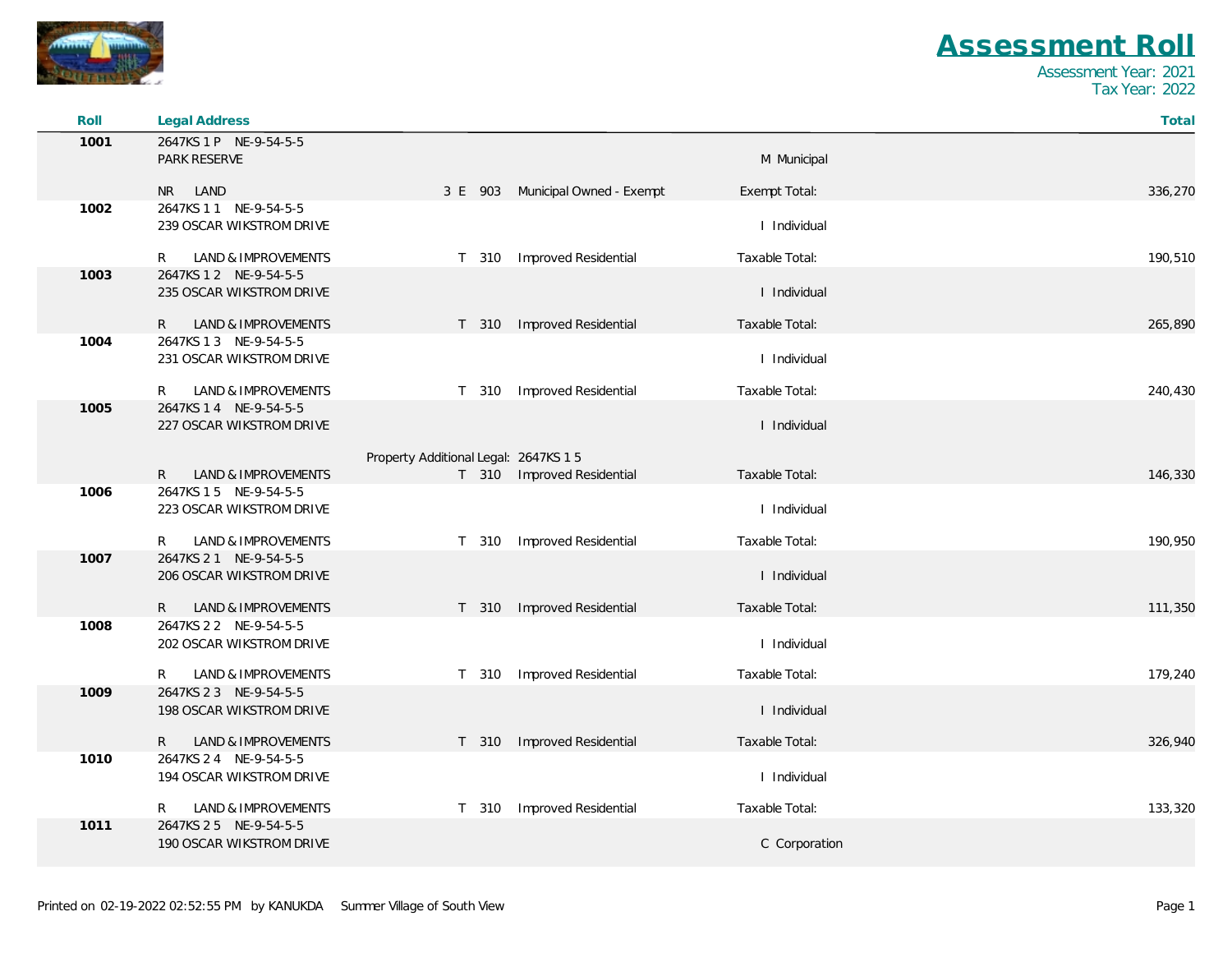# Assessment Roll

Assessment Year: 2021
Tax Year: 2022

| Roll | Legal Address | | | | Total |
|---|---|---|---|---|---|
| 1001 | 2647KS 1 P NE-9-54-5-5<br>PARK RESERVE | | | M Municipal | |
| | NR LAND | 3 E 903 | Municipal Owned - Exempt | Exempt Total: | 336,270 |
| 1002 | 2647KS 1 1 NE-9-54-5-5<br>239 OSCAR WIKSTROM DRIVE | | | I Individual | |
| | R LAND & IMPROVEMENTS | T 310 | Improved Residential | Taxable Total: | 190,510 |
| 1003 | 2647KS 1 2 NE-9-54-5-5<br>235 OSCAR WIKSTROM DRIVE | | | I Individual | |
| | R LAND & IMPROVEMENTS | T 310 | Improved Residential | Taxable Total: | 265,890 |
| 1004 | 2647KS 1 3 NE-9-54-5-5<br>231 OSCAR WIKSTROM DRIVE | | | I Individual | |
| | R LAND & IMPROVEMENTS | T 310 | Improved Residential | Taxable Total: | 240,430 |
| 1005 | 2647KS 1 4 NE-9-54-5-5<br>227 OSCAR WIKSTROM DRIVE | | | I Individual | |
| | | Property Additional Legal: 2647KS 1 5 | | | |
| | R LAND & IMPROVEMENTS | T 310 | Improved Residential | Taxable Total: | 146,330 |
| 1006 | 2647KS 1 5 NE-9-54-5-5<br>223 OSCAR WIKSTROM DRIVE | | | I Individual | |
| | R LAND & IMPROVEMENTS | T 310 | Improved Residential | Taxable Total: | 190,950 |
| 1007 | 2647KS 2 1 NE-9-54-5-5<br>206 OSCAR WIKSTROM DRIVE | | | I Individual | |
| | R LAND & IMPROVEMENTS | T 310 | Improved Residential | Taxable Total: | 111,350 |
| 1008 | 2647KS 2 2 NE-9-54-5-5<br>202 OSCAR WIKSTROM DRIVE | | | I Individual | |
| | R LAND & IMPROVEMENTS | T 310 | Improved Residential | Taxable Total: | 179,240 |
| 1009 | 2647KS 2 3 NE-9-54-5-5<br>198 OSCAR WIKSTROM DRIVE | | | I Individual | |
| | R LAND & IMPROVEMENTS | T 310 | Improved Residential | Taxable Total: | 326,940 |
| 1010 | 2647KS 2 4 NE-9-54-5-5<br>194 OSCAR WIKSTROM DRIVE | | | I Individual | |
| | R LAND & IMPROVEMENTS | T 310 | Improved Residential | Taxable Total: | 133,320 |
| 1011 | 2647KS 2 5 NE-9-54-5-5<br>190 OSCAR WIKSTROM DRIVE | | | C Corporation | |

Printed on 02-19-2022 02:52:55 PM by KANUKDA Summer Village of South View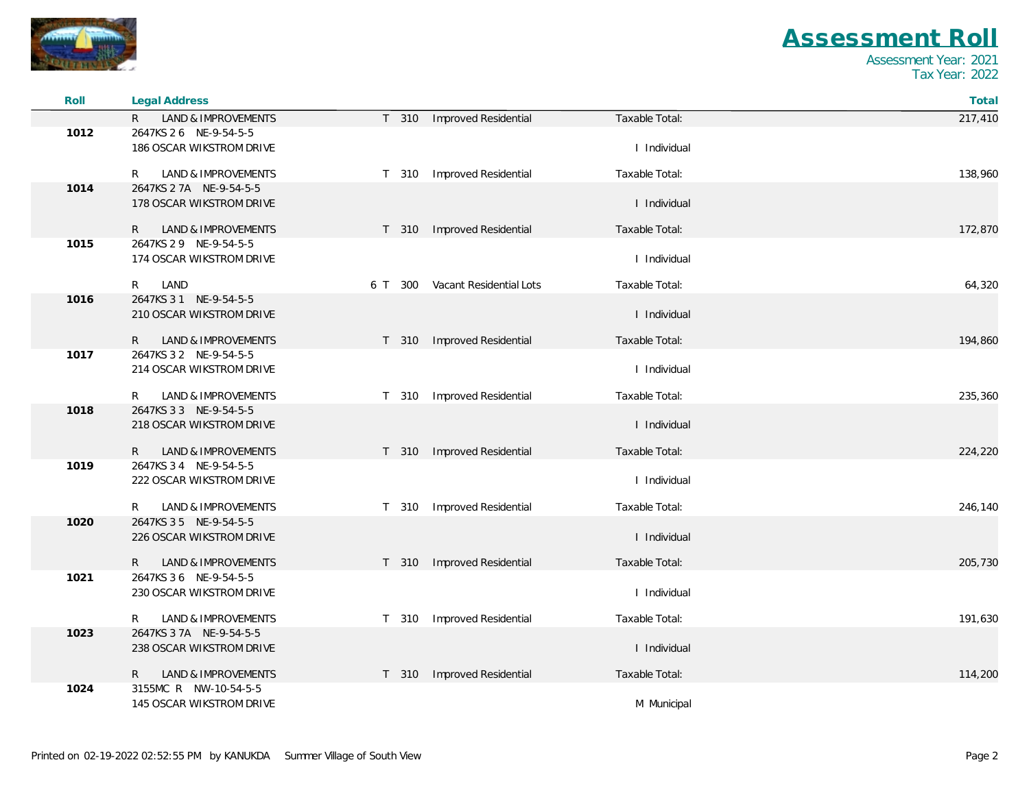# Assessment Roll

Assessment Year: 2021
Tax Year: 2022

| Roll | Legal Address | | | | | Total |
|---|---|---|---|---|---|---|
| | R LAND & IMPROVEMENTS | T 310 | Improved Residential | Taxable Total: | | 217,410 |
| 1012 | 2647KS 2 6 NE-9-54-5-5 | | | | | |
| | 186 OSCAR WIKSTROM DRIVE | | | I Individual | | |
| | R LAND & IMPROVEMENTS | T 310 | Improved Residential | Taxable Total: | | 138,960 |
| 1014 | 2647KS 2 7A NE-9-54-5-5 | | | | | |
| | 178 OSCAR WIKSTROM DRIVE | | | I Individual | | |
| | R LAND & IMPROVEMENTS | T 310 | Improved Residential | Taxable Total: | | 172,870 |
| 1015 | 2647KS 2 9 NE-9-54-5-5 | | | | | |
| | 174 OSCAR WIKSTROM DRIVE | | | I Individual | | |
| | R LAND | 6 T 300 | Vacant Residential Lots | Taxable Total: | | 64,320 |
| 1016 | 2647KS 3 1 NE-9-54-5-5 | | | | | |
| | 210 OSCAR WIKSTROM DRIVE | | | I Individual | | |
| | R LAND & IMPROVEMENTS | T 310 | Improved Residential | Taxable Total: | | 194,860 |
| 1017 | 2647KS 3 2 NE-9-54-5-5 | | | | | |
| | 214 OSCAR WIKSTROM DRIVE | | | I Individual | | |
| | R LAND & IMPROVEMENTS | T 310 | Improved Residential | Taxable Total: | | 235,360 |
| 1018 | 2647KS 3 3 NE-9-54-5-5 | | | | | |
| | 218 OSCAR WIKSTROM DRIVE | | | I Individual | | |
| | R LAND & IMPROVEMENTS | T 310 | Improved Residential | Taxable Total: | | 224,220 |
| 1019 | 2647KS 3 4 NE-9-54-5-5 | | | | | |
| | 222 OSCAR WIKSTROM DRIVE | | | I Individual | | |
| | R LAND & IMPROVEMENTS | T 310 | Improved Residential | Taxable Total: | | 246,140 |
| 1020 | 2647KS 3 5 NE-9-54-5-5 | | | | | |
| | 226 OSCAR WIKSTROM DRIVE | | | I Individual | | |
| | R LAND & IMPROVEMENTS | T 310 | Improved Residential | Taxable Total: | | 205,730 |
| 1021 | 2647KS 3 6 NE-9-54-5-5 | | | | | |
| | 230 OSCAR WIKSTROM DRIVE | | | I Individual | | |
| | R LAND & IMPROVEMENTS | T 310 | Improved Residential | Taxable Total: | | 191,630 |
| 1023 | 2647KS 3 7A NE-9-54-5-5 | | | | | |
| | 238 OSCAR WIKSTROM DRIVE | | | I Individual | | |
| | R LAND & IMPROVEMENTS | T 310 | Improved Residential | Taxable Total: | | 114,200 |
| 1024 | 3155MC R NW-10-54-5-5 | | | | | |
| | 145 OSCAR WIKSTROM DRIVE | | | M Municipal | | |

Printed on 02-19-2022 02:52:55 PM by KANUKDA Summer Village of South View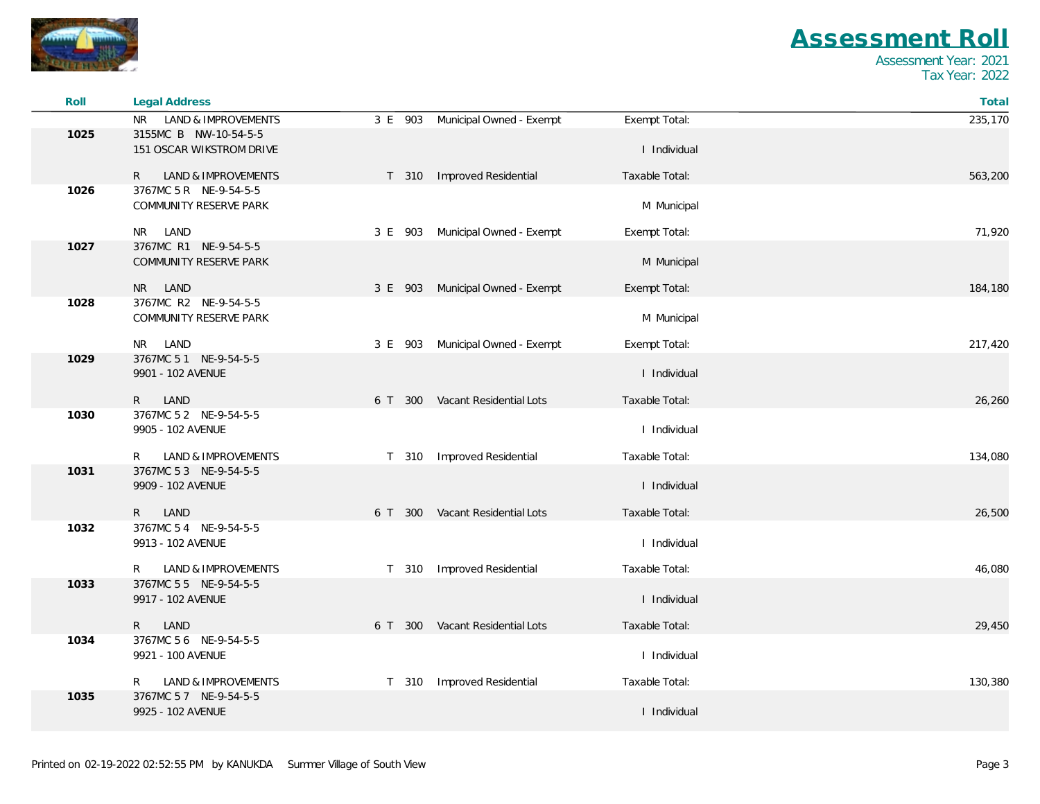# Assessment Roll

Assessment Year: 2021
Tax Year: 2022

| Roll | Legal Address | | | | Total |
|---|---|---|---|---|---|
| | NR LAND & IMPROVEMENTS | 3 E 903 | Municipal Owned - Exempt | Exempt Total: | 235,170 |
| 1025 | 3155MC B NW-10-54-5-5<br>151 OSCAR WIKSTROM DRIVE | | | I Individual | |
| | R LAND & IMPROVEMENTS | T 310 | Improved Residential | Taxable Total: | 563,200 |
| 1026 | 3767MC 5 R NE-9-54-5-5<br>COMMUNITY RESERVE PARK | | | M Municipal | |
| | NR LAND | 3 E 903 | Municipal Owned - Exempt | Exempt Total: | 71,920 |
| 1027 | 3767MC R1 NE-9-54-5-5<br>COMMUNITY RESERVE PARK | | | M Municipal | |
| | NR LAND | 3 E 903 | Municipal Owned - Exempt | Exempt Total: | 184,180 |
| 1028 | 3767MC R2 NE-9-54-5-5<br>COMMUNITY RESERVE PARK | | | M Municipal | |
| | NR LAND | 3 E 903 | Municipal Owned - Exempt | Exempt Total: | 217,420 |
| 1029 | 3767MC 5 1 NE-9-54-5-5<br>9901 - 102 AVENUE | | | I Individual | |
| | R LAND | 6 T 300 | Vacant Residential Lots | Taxable Total: | 26,260 |
| 1030 | 3767MC 5 2 NE-9-54-5-5<br>9905 - 102 AVENUE | | | I Individual | |
| | R LAND & IMPROVEMENTS | T 310 | Improved Residential | Taxable Total: | 134,080 |
| 1031 | 3767MC 5 3 NE-9-54-5-5<br>9909 - 102 AVENUE | | | I Individual | |
| | R LAND | 6 T 300 | Vacant Residential Lots | Taxable Total: | 26,500 |
| 1032 | 3767MC 5 4 NE-9-54-5-5<br>9913 - 102 AVENUE | | | I Individual | |
| | R LAND & IMPROVEMENTS | T 310 | Improved Residential | Taxable Total: | 46,080 |
| 1033 | 3767MC 5 5 NE-9-54-5-5<br>9917 - 102 AVENUE | | | I Individual | |
| | R LAND | 6 T 300 | Vacant Residential Lots | Taxable Total: | 29,450 |
| 1034 | 3767MC 5 6 NE-9-54-5-5<br>9921 - 100 AVENUE | | | I Individual | |
| | R LAND & IMPROVEMENTS | T 310 | Improved Residential | Taxable Total: | 130,380 |
| 1035 | 3767MC 5 7 NE-9-54-5-5<br>9925 - 102 AVENUE | | | I Individual | |

Printed on 02-19-2022 02:52:55 PM by KANUKDA Summer Village of South View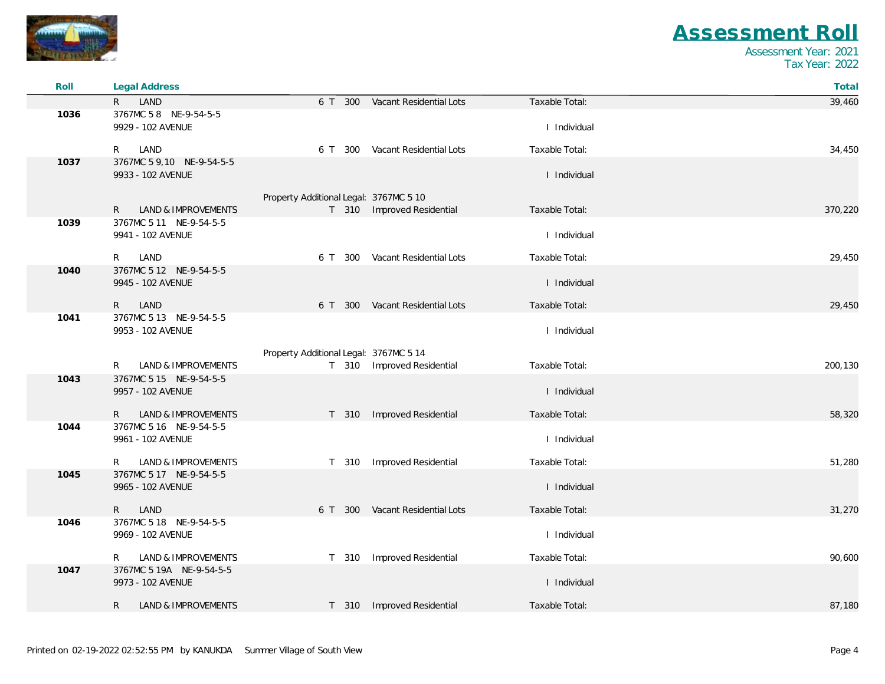# Assessment Roll

Assessment Year: 2021
Tax Year: 2022

| Roll | Legal Address | | | | Total |
|---|---|---|---|---|---|
| | R LAND | 6 T 300 | Vacant Residential Lots | Taxable Total: | 39,460 |
| 1036 | 3767MC 5 8 NE-9-54-5-5<br>9929 - 102 AVENUE | | | I Individual | |
| | R LAND | 6 T 300 | Vacant Residential Lots | Taxable Total: | 34,450 |
| 1037 | 3767MC 5 9,10 NE-9-54-5-5<br>9933 - 102 AVENUE | | | I Individual | |
| | | Property Additional Legal: 3767MC 5 10 | | | |
| | R LAND & IMPROVEMENTS | T 310 | Improved Residential | Taxable Total: | 370,220 |
| 1039 | 3767MC 5 11 NE-9-54-5-5<br>9941 - 102 AVENUE | | | I Individual | |
| | R LAND | 6 T 300 | Vacant Residential Lots | Taxable Total: | 29,450 |
| 1040 | 3767MC 5 12 NE-9-54-5-5<br>9945 - 102 AVENUE | | | I Individual | |
| | R LAND | 6 T 300 | Vacant Residential Lots | Taxable Total: | 29,450 |
| 1041 | 3767MC 5 13 NE-9-54-5-5<br>9953 - 102 AVENUE | | | I Individual | |
| | | Property Additional Legal: 3767MC 5 14 | | | |
| | R LAND & IMPROVEMENTS | T 310 | Improved Residential | Taxable Total: | 200,130 |
| 1043 | 3767MC 5 15 NE-9-54-5-5<br>9957 - 102 AVENUE | | | I Individual | |
| | R LAND & IMPROVEMENTS | T 310 | Improved Residential | Taxable Total: | 58,320 |
| 1044 | 3767MC 5 16 NE-9-54-5-5<br>9961 - 102 AVENUE | | | I Individual | |
| | R LAND & IMPROVEMENTS | T 310 | Improved Residential | Taxable Total: | 51,280 |
| 1045 | 3767MC 5 17 NE-9-54-5-5<br>9965 - 102 AVENUE | | | I Individual | |
| | R LAND | 6 T 300 | Vacant Residential Lots | Taxable Total: | 31,270 |
| 1046 | 3767MC 5 18 NE-9-54-5-5<br>9969 - 102 AVENUE | | | I Individual | |
| | R LAND & IMPROVEMENTS | T 310 | Improved Residential | Taxable Total: | 90,600 |
| 1047 | 3767MC 5 19A NE-9-54-5-5<br>9973 - 102 AVENUE | | | I Individual | |
| | R LAND & IMPROVEMENTS | T 310 | Improved Residential | Taxable Total: | 87,180 |

Printed on 02-19-2022 02:52:55 PM by KANUKDA Summer Village of South View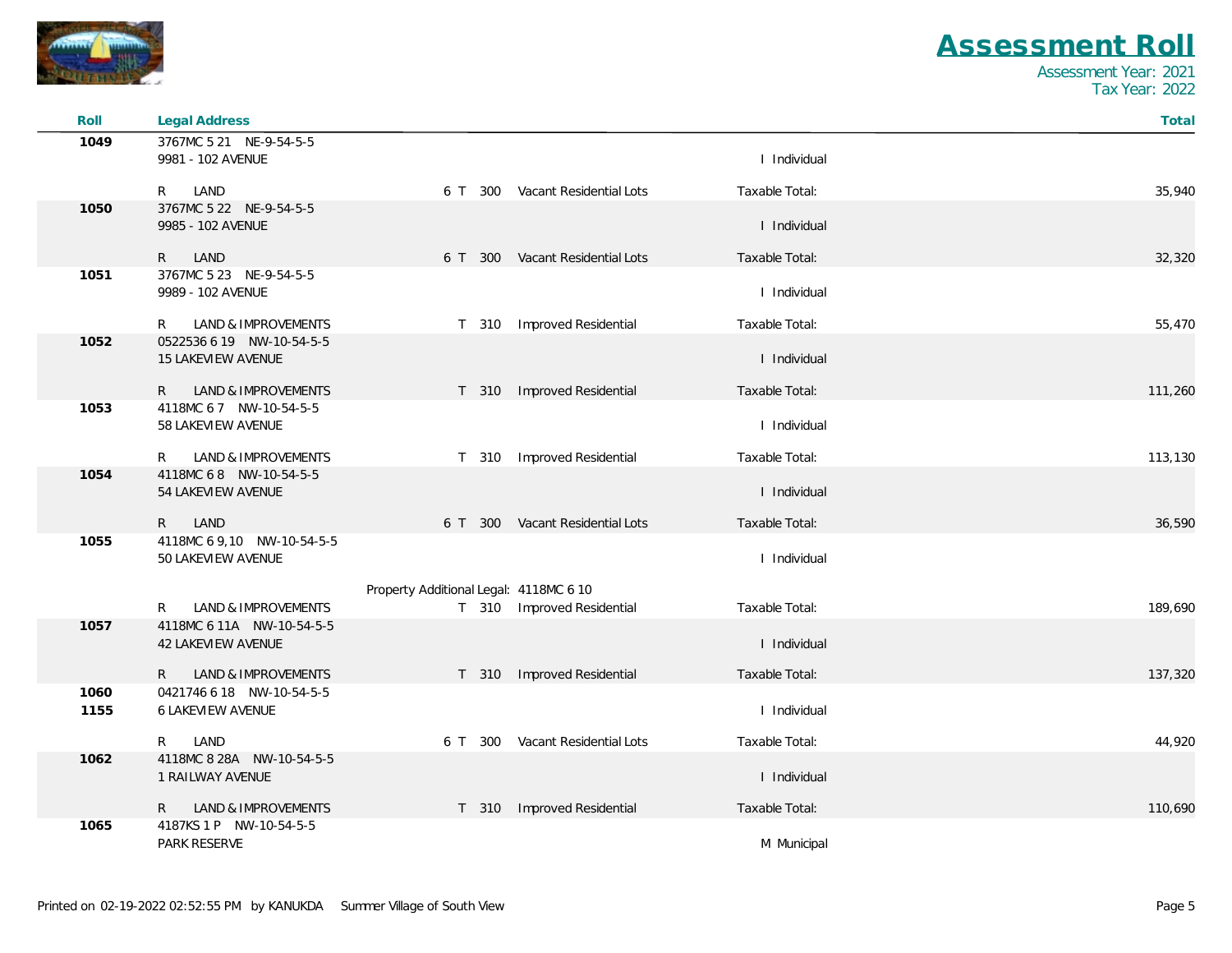# Assessment Roll

Assessment Year: 2021
Tax Year: 2022

| Roll | Legal Address | | | | Total |
|---|---|---|---|---|---|
| 1049 | 3767MC 5 21 NE-9-54-5-5<br>9981 - 102 AVENUE | | | I Individual | |
| | R LAND | 6 T 300 | Vacant Residential Lots | Taxable Total: | 35,940 |
| 1050 | 3767MC 5 22 NE-9-54-5-5<br>9985 - 102 AVENUE | | | I Individual | |
| | R LAND | 6 T 300 | Vacant Residential Lots | Taxable Total: | 32,320 |
| 1051 | 3767MC 5 23 NE-9-54-5-5<br>9989 - 102 AVENUE | | | I Individual | |
| | R LAND & IMPROVEMENTS | T 310 | Improved Residential | Taxable Total: | 55,470 |
| 1052 | 0522536 6 19 NW-10-54-5-5<br>15 LAKEVIEW AVENUE | | | I Individual | |
| | R LAND & IMPROVEMENTS | T 310 | Improved Residential | Taxable Total: | 111,260 |
| 1053 | 4118MC 6 7 NW-10-54-5-5<br>58 LAKEVIEW AVENUE | | | I Individual | |
| | R LAND & IMPROVEMENTS | T 310 | Improved Residential | Taxable Total: | 113,130 |
| 1054 | 4118MC 6 8 NW-10-54-5-5<br>54 LAKEVIEW AVENUE | | | I Individual | |
| | R LAND | 6 T 300 | Vacant Residential Lots | Taxable Total: | 36,590 |
| 1055 | 4118MC 6 9,10 NW-10-54-5-5<br>50 LAKEVIEW AVENUE | | | I Individual | |
| | | Property Additional Legal: 4118MC 6 10 | | | |
| | R LAND & IMPROVEMENTS | T 310 | Improved Residential | Taxable Total: | 189,690 |
| 1057 | 4118MC 6 11A NW-10-54-5-5<br>42 LAKEVIEW AVENUE | | | I Individual | |
| | R LAND & IMPROVEMENTS | T 310 | Improved Residential | Taxable Total: | 137,320 |
| 1060<br>1155 | 0421746 6 18 NW-10-54-5-5<br>6 LAKEVIEW AVENUE | | | I Individual | |
| | R LAND | 6 T 300 | Vacant Residential Lots | Taxable Total: | 44,920 |
| 1062 | 4118MC 8 28A NW-10-54-5-5<br>1 RAILWAY AVENUE | | | I Individual | |
| | R LAND & IMPROVEMENTS | T 310 | Improved Residential | Taxable Total: | 110,690 |
| 1065 | 4187KS 1 P NW-10-54-5-5<br>PARK RESERVE | | | M Municipal | |

Printed on 02-19-2022 02:52:55 PM by KANUKDA Summer Village of South View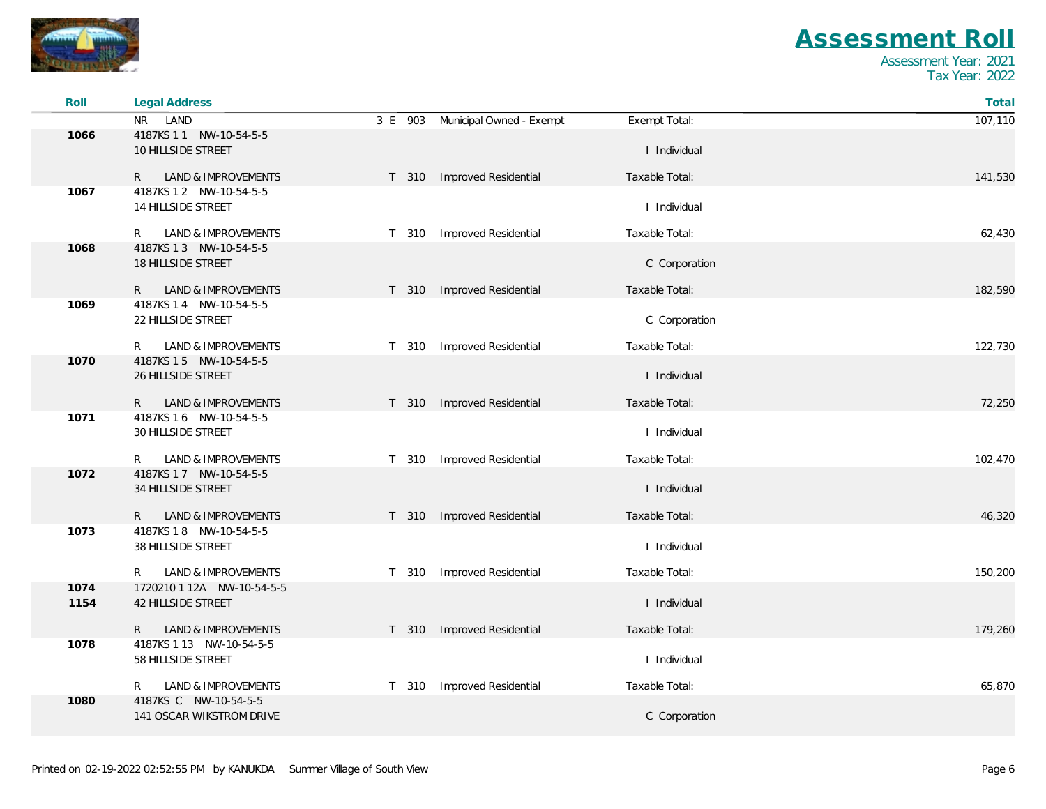# Assessment Roll

Assessment Year: 2021
Tax Year: 2022

| Roll | Legal Address | | | | Total |
|---|---|---|---|---|---|
| | NR LAND | 3 E 903 | Municipal Owned - Exempt | Exempt Total: | 107,110 |
| 1066 | 4187KS 1 1 NW-10-54-5-5 | | | | |
| | 10 HILLSIDE STREET | | | I Individual | |
| | R LAND & IMPROVEMENTS | T 310 | Improved Residential | Taxable Total: | 141,530 |
| 1067 | 4187KS 1 2 NW-10-54-5-5 | | | | |
| | 14 HILLSIDE STREET | | | I Individual | |
| | R LAND & IMPROVEMENTS | T 310 | Improved Residential | Taxable Total: | 62,430 |
| 1068 | 4187KS 1 3 NW-10-54-5-5 | | | | |
| | 18 HILLSIDE STREET | | | C Corporation | |
| | R LAND & IMPROVEMENTS | T 310 | Improved Residential | Taxable Total: | 182,590 |
| 1069 | 4187KS 1 4 NW-10-54-5-5 | | | | |
| | 22 HILLSIDE STREET | | | C Corporation | |
| | R LAND & IMPROVEMENTS | T 310 | Improved Residential | Taxable Total: | 122,730 |
| 1070 | 4187KS 1 5 NW-10-54-5-5 | | | | |
| | 26 HILLSIDE STREET | | | I Individual | |
| | R LAND & IMPROVEMENTS | T 310 | Improved Residential | Taxable Total: | 72,250 |
| 1071 | 4187KS 1 6 NW-10-54-5-5 | | | | |
| | 30 HILLSIDE STREET | | | I Individual | |
| | R LAND & IMPROVEMENTS | T 310 | Improved Residential | Taxable Total: | 102,470 |
| 1072 | 4187KS 1 7 NW-10-54-5-5 | | | | |
| | 34 HILLSIDE STREET | | | I Individual | |
| | R LAND & IMPROVEMENTS | T 310 | Improved Residential | Taxable Total: | 46,320 |
| 1073 | 4187KS 1 8 NW-10-54-5-5 | | | | |
| | 38 HILLSIDE STREET | | | I Individual | |
| | R LAND & IMPROVEMENTS | T 310 | Improved Residential | Taxable Total: | 150,200 |
| 1074 | 1720210 1 12A NW-10-54-5-5 | | | | |
| 1154 | 42 HILLSIDE STREET | | | I Individual | |
| | R LAND & IMPROVEMENTS | T 310 | Improved Residential | Taxable Total: | 179,260 |
| 1078 | 4187KS 1 13 NW-10-54-5-5 | | | | |
| | 58 HILLSIDE STREET | | | I Individual | |
| | R LAND & IMPROVEMENTS | T 310 | Improved Residential | Taxable Total: | 65,870 |
| 1080 | 4187KS C NW-10-54-5-5 | | | | |
| | 141 OSCAR WIKSTROM DRIVE | | | C Corporation | |

Printed on 02-19-2022 02:52:55 PM by KANUKDA Summer Village of South View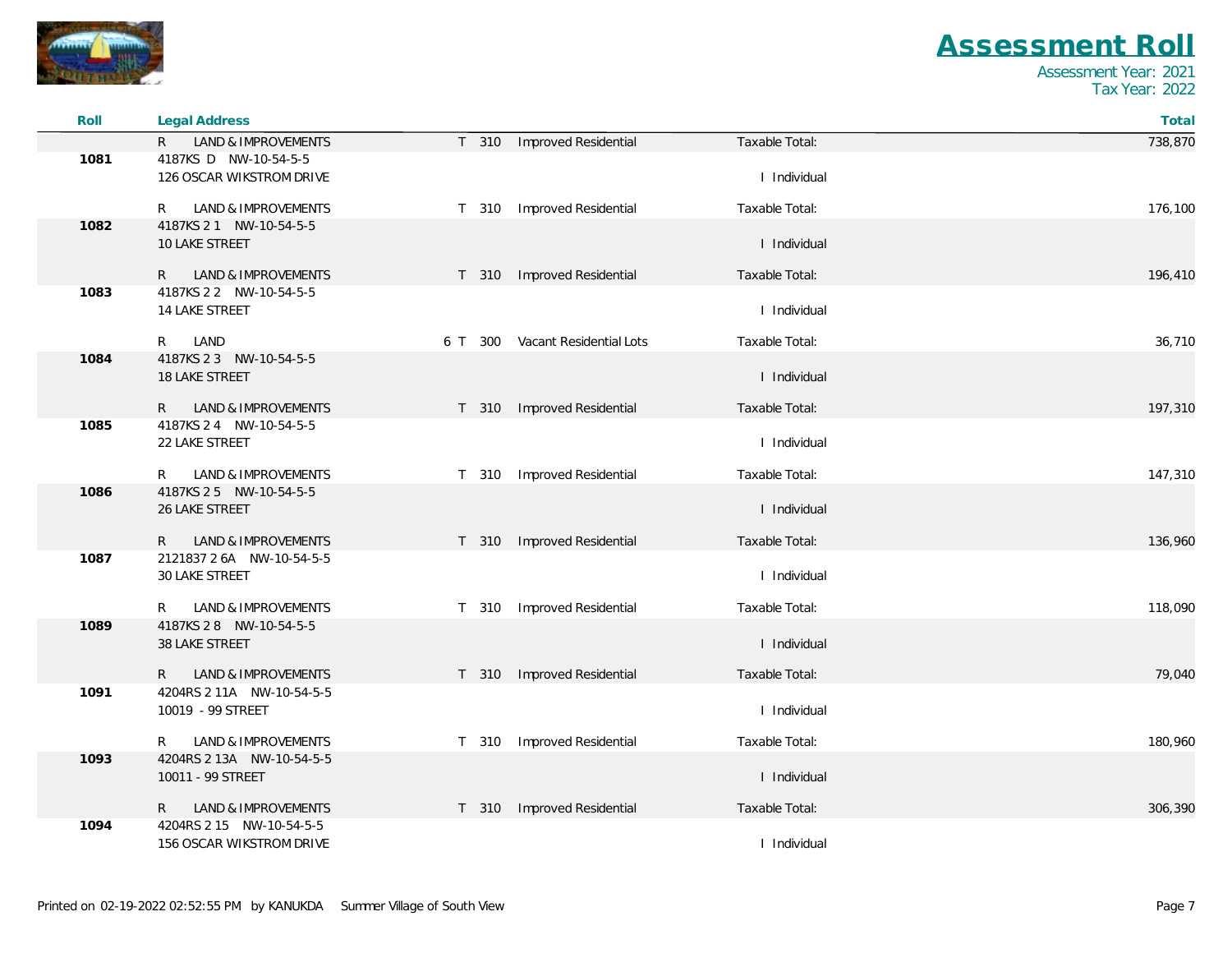# Assessment Roll

Assessment Year: 2021
Tax Year: 2022

| Roll | Legal Address | | | | | Total |
|---|---|---|---|---|---|---|
| | R LAND & IMPROVEMENTS | T | 310 | Improved Residential | Taxable Total: | 738,870 |
| 1081 | 4187KS D NW-10-54-5-5 | | | | | |
| | 126 OSCAR WIKSTROM DRIVE | | | | I Individual | |
| | R LAND & IMPROVEMENTS | T | 310 | Improved Residential | Taxable Total: | 176,100 |
| 1082 | 4187KS 2 1 NW-10-54-5-5 | | | | | |
| | 10 LAKE STREET | | | | I Individual | |
| | R LAND & IMPROVEMENTS | T | 310 | Improved Residential | Taxable Total: | 196,410 |
| 1083 | 4187KS 2 2 NW-10-54-5-5 | | | | | |
| | 14 LAKE STREET | | | | I Individual | |
| | R LAND | 6 T | 300 | Vacant Residential Lots | Taxable Total: | 36,710 |
| 1084 | 4187KS 2 3 NW-10-54-5-5 | | | | | |
| | 18 LAKE STREET | | | | I Individual | |
| | R LAND & IMPROVEMENTS | T | 310 | Improved Residential | Taxable Total: | 197,310 |
| 1085 | 4187KS 2 4 NW-10-54-5-5 | | | | | |
| | 22 LAKE STREET | | | | I Individual | |
| | R LAND & IMPROVEMENTS | T | 310 | Improved Residential | Taxable Total: | 147,310 |
| 1086 | 4187KS 2 5 NW-10-54-5-5 | | | | | |
| | 26 LAKE STREET | | | | I Individual | |
| | R LAND & IMPROVEMENTS | T | 310 | Improved Residential | Taxable Total: | 136,960 |
| 1087 | 2121837 2 6A NW-10-54-5-5 | | | | | |
| | 30 LAKE STREET | | | | I Individual | |
| | R LAND & IMPROVEMENTS | T | 310 | Improved Residential | Taxable Total: | 118,090 |
| 1089 | 4187KS 2 8 NW-10-54-5-5 | | | | | |
| | 38 LAKE STREET | | | | I Individual | |
| | R LAND & IMPROVEMENTS | T | 310 | Improved Residential | Taxable Total: | 79,040 |
| 1091 | 4204RS 2 11A NW-10-54-5-5 | | | | | |
| | 10019 - 99 STREET | | | | I Individual | |
| | R LAND & IMPROVEMENTS | T | 310 | Improved Residential | Taxable Total: | 180,960 |
| 1093 | 4204RS 2 13A NW-10-54-5-5 | | | | | |
| | 10011 - 99 STREET | | | | I Individual | |
| | R LAND & IMPROVEMENTS | T | 310 | Improved Residential | Taxable Total: | 306,390 |
| 1094 | 4204RS 2 15 NW-10-54-5-5 | | | | | |
| | 156 OSCAR WIKSTROM DRIVE | | | | I Individual | |

Printed on 02-19-2022 02:52:55 PM by KANUKDA Summer Village of South View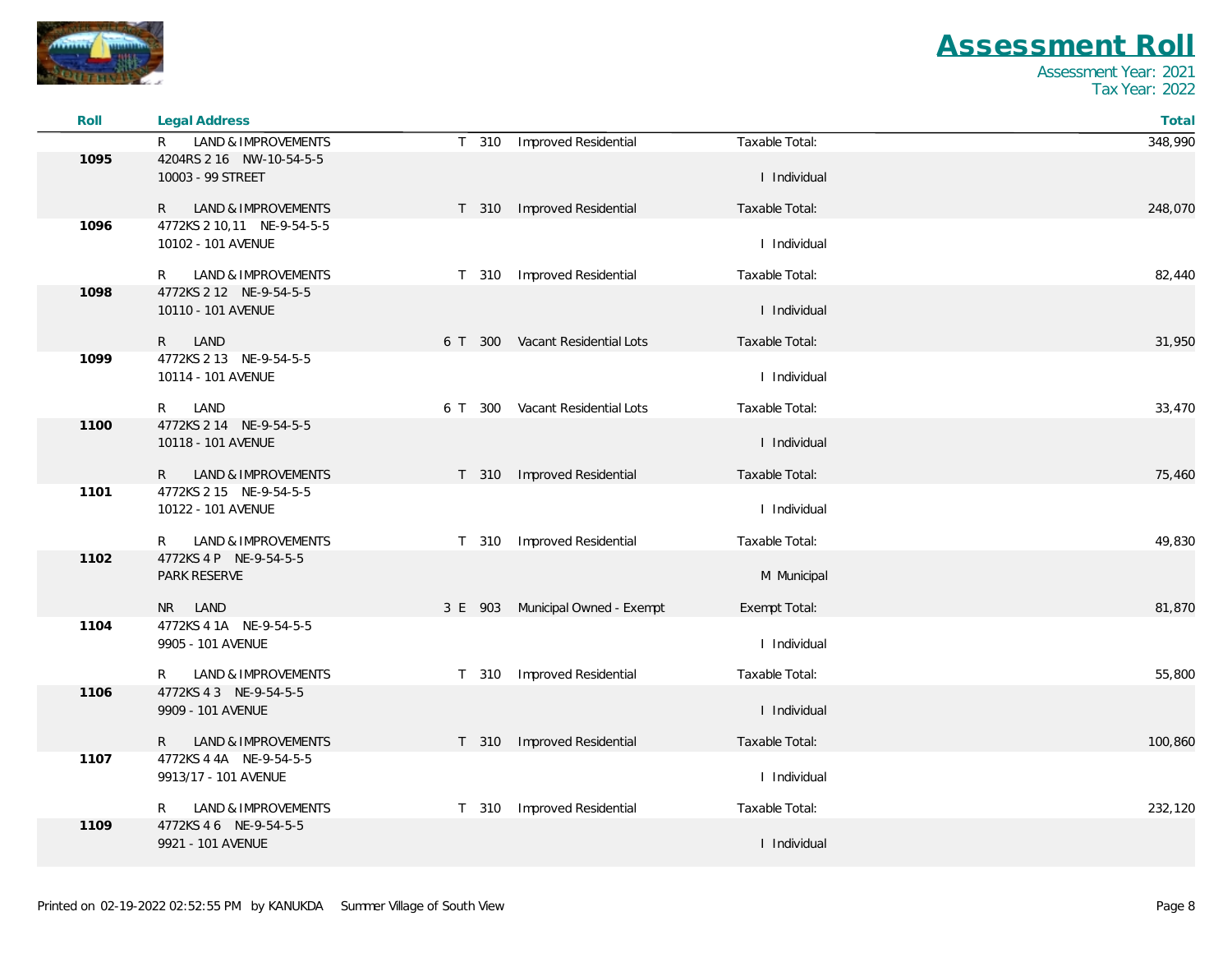# Assessment Roll

Assessment Year: 2021
Tax Year: 2022

| Roll | Legal Address | | | | | Total |
|---|---|---|---|---|---|---|
| | R LAND & IMPROVEMENTS | T | 310 | Improved Residential | Taxable Total: | 348,990 |
| 1095 | 4204RS 2 16 NW-10-54-5-5<br>10003 - 99 STREET | | | | I Individual | |
| | R LAND & IMPROVEMENTS | T | 310 | Improved Residential | Taxable Total: | 248,070 |
| 1096 | 4772KS 2 10,11 NE-9-54-5-5<br>10102 - 101 AVENUE | | | | I Individual | |
| | R LAND & IMPROVEMENTS | T | 310 | Improved Residential | Taxable Total: | 82,440 |
| 1098 | 4772KS 2 12 NE-9-54-5-5<br>10110 - 101 AVENUE | | | | I Individual | |
| | R LAND | 6 T | 300 | Vacant Residential Lots | Taxable Total: | 31,950 |
| 1099 | 4772KS 2 13 NE-9-54-5-5<br>10114 - 101 AVENUE | | | | I Individual | |
| | R LAND | 6 T | 300 | Vacant Residential Lots | Taxable Total: | 33,470 |
| 1100 | 4772KS 2 14 NE-9-54-5-5<br>10118 - 101 AVENUE | | | | I Individual | |
| | R LAND & IMPROVEMENTS | T | 310 | Improved Residential | Taxable Total: | 75,460 |
| 1101 | 4772KS 2 15 NE-9-54-5-5<br>10122 - 101 AVENUE | | | | I Individual | |
| | R LAND & IMPROVEMENTS | T | 310 | Improved Residential | Taxable Total: | 49,830 |
| 1102 | 4772KS 4 P NE-9-54-5-5<br>PARK RESERVE | | | | M Municipal | |
| | NR LAND | 3 E | 903 | Municipal Owned - Exempt | Exempt Total: | 81,870 |
| 1104 | 4772KS 4 1A NE-9-54-5-5<br>9905 - 101 AVENUE | | | | I Individual | |
| | R LAND & IMPROVEMENTS | T | 310 | Improved Residential | Taxable Total: | 55,800 |
| 1106 | 4772KS 4 3 NE-9-54-5-5<br>9909 - 101 AVENUE | | | | I Individual | |
| | R LAND & IMPROVEMENTS | T | 310 | Improved Residential | Taxable Total: | 100,860 |
| 1107 | 4772KS 4 4A NE-9-54-5-5<br>9913/17 - 101 AVENUE | | | | I Individual | |
| | R LAND & IMPROVEMENTS | T | 310 | Improved Residential | Taxable Total: | 232,120 |
| 1109 | 4772KS 4 6 NE-9-54-5-5<br>9921 - 101 AVENUE | | | | I Individual | |

Printed on 02-19-2022 02:52:55 PM by KANUKDA Summer Village of South View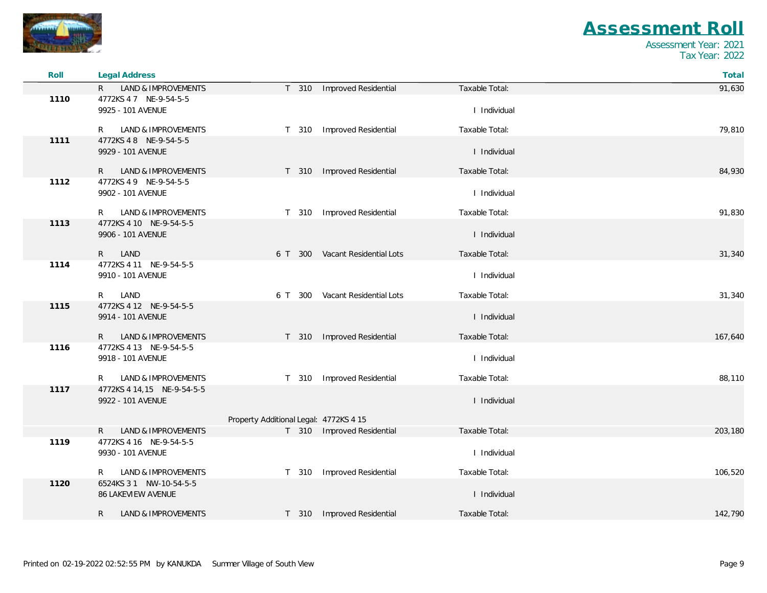# Assessment Roll

Assessment Year: 2021
Tax Year: 2022

| Roll | Legal Address | | | | | Total |
|---|---|---|---|---|---|---|
| | R LAND & IMPROVEMENTS | | T 310 | Improved Residential | Taxable Total: | 91,630 |
| 1110 | 4772KS 4 7 NE-9-54-5-5<br>9925 - 101 AVENUE | | | | I Individual | |
| | R LAND & IMPROVEMENTS | | T 310 | Improved Residential | Taxable Total: | 79,810 |
| 1111 | 4772KS 4 8 NE-9-54-5-5<br>9929 - 101 AVENUE | | | | I Individual | |
| | R LAND & IMPROVEMENTS | | T 310 | Improved Residential | Taxable Total: | 84,930 |
| 1112 | 4772KS 4 9 NE-9-54-5-5<br>9902 - 101 AVENUE | | | | I Individual | |
| | R LAND & IMPROVEMENTS | | T 310 | Improved Residential | Taxable Total: | 91,830 |
| 1113 | 4772KS 4 10 NE-9-54-5-5<br>9906 - 101 AVENUE | | | | I Individual | |
| | R LAND | 6 | T 300 | Vacant Residential Lots | Taxable Total: | 31,340 |
| 1114 | 4772KS 4 11 NE-9-54-5-5<br>9910 - 101 AVENUE | | | | I Individual | |
| | R LAND | 6 | T 300 | Vacant Residential Lots | Taxable Total: | 31,340 |
| 1115 | 4772KS 4 12 NE-9-54-5-5<br>9914 - 101 AVENUE | | | | I Individual | |
| | R LAND & IMPROVEMENTS | | T 310 | Improved Residential | Taxable Total: | 167,640 |
| 1116 | 4772KS 4 13 NE-9-54-5-5<br>9918 - 101 AVENUE | | | | I Individual | |
| | R LAND & IMPROVEMENTS | | T 310 | Improved Residential | Taxable Total: | 88,110 |
| 1117 | 4772KS 4 14,15 NE-9-54-5-5<br>9922 - 101 AVENUE | | | | I Individual | |
| | | Property Additional Legal: 4772KS 4 15 | | | | |
| | R LAND & IMPROVEMENTS | | T 310 | Improved Residential | Taxable Total: | 203,180 |
| 1119 | 4772KS 4 16 NE-9-54-5-5<br>9930 - 101 AVENUE | | | | I Individual | |
| | R LAND & IMPROVEMENTS | | T 310 | Improved Residential | Taxable Total: | 106,520 |
| 1120 | 6524KS 3 1 NW-10-54-5-5<br>86 LAKEVIEW AVENUE | | | | I Individual | |
| | R LAND & IMPROVEMENTS | | T 310 | Improved Residential | Taxable Total: | 142,790 |

Printed on 02-19-2022 02:52:55 PM by KANUKDA Summer Village of South View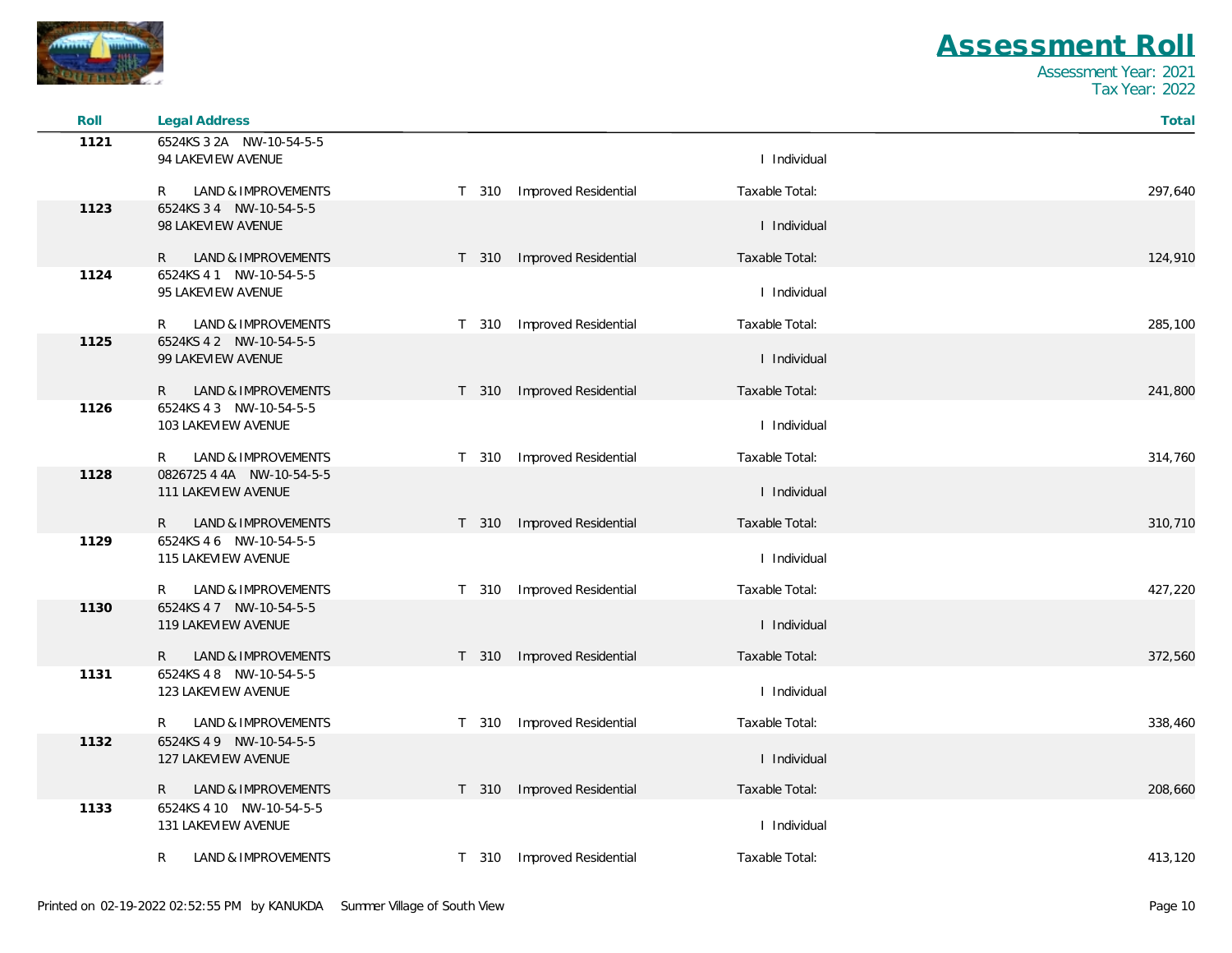# Assessment Roll

Assessment Year: 2021
Tax Year: 2022

| Roll | Legal Address | | | | Total |
|---|---|---|---|---|---|
| 1121 | 6524KS 3 2A NW-10-54-5-5<br>94 LAKEVIEW AVENUE | | | I Individual | |
| | R LAND & IMPROVEMENTS | T 310 | Improved Residential | Taxable Total: | 297,640 |
| 1123 | 6524KS 3 4 NW-10-54-5-5<br>98 LAKEVIEW AVENUE | | | I Individual | |
| | R LAND & IMPROVEMENTS | T 310 | Improved Residential | Taxable Total: | 124,910 |
| 1124 | 6524KS 4 1 NW-10-54-5-5<br>95 LAKEVIEW AVENUE | | | I Individual | |
| | R LAND & IMPROVEMENTS | T 310 | Improved Residential | Taxable Total: | 285,100 |
| 1125 | 6524KS 4 2 NW-10-54-5-5<br>99 LAKEVIEW AVENUE | | | I Individual | |
| | R LAND & IMPROVEMENTS | T 310 | Improved Residential | Taxable Total: | 241,800 |
| 1126 | 6524KS 4 3 NW-10-54-5-5<br>103 LAKEVIEW AVENUE | | | I Individual | |
| | R LAND & IMPROVEMENTS | T 310 | Improved Residential | Taxable Total: | 314,760 |
| 1128 | 0826725 4 4A NW-10-54-5-5<br>111 LAKEVIEW AVENUE | | | I Individual | |
| | R LAND & IMPROVEMENTS | T 310 | Improved Residential | Taxable Total: | 310,710 |
| 1129 | 6524KS 4 6 NW-10-54-5-5<br>115 LAKEVIEW AVENUE | | | I Individual | |
| | R LAND & IMPROVEMENTS | T 310 | Improved Residential | Taxable Total: | 427,220 |
| 1130 | 6524KS 4 7 NW-10-54-5-5<br>119 LAKEVIEW AVENUE | | | I Individual | |
| | R LAND & IMPROVEMENTS | T 310 | Improved Residential | Taxable Total: | 372,560 |
| 1131 | 6524KS 4 8 NW-10-54-5-5<br>123 LAKEVIEW AVENUE | | | I Individual | |
| | R LAND & IMPROVEMENTS | T 310 | Improved Residential | Taxable Total: | 338,460 |
| 1132 | 6524KS 4 9 NW-10-54-5-5<br>127 LAKEVIEW AVENUE | | | I Individual | |
| | R LAND & IMPROVEMENTS | T 310 | Improved Residential | Taxable Total: | 208,660 |
| 1133 | 6524KS 4 10 NW-10-54-5-5<br>131 LAKEVIEW AVENUE | | | I Individual | |
| | R LAND & IMPROVEMENTS | T 310 | Improved Residential | Taxable Total: | 413,120 |

Printed on 02-19-2022 02:52:55 PM by KANUKDA Summer Village of South View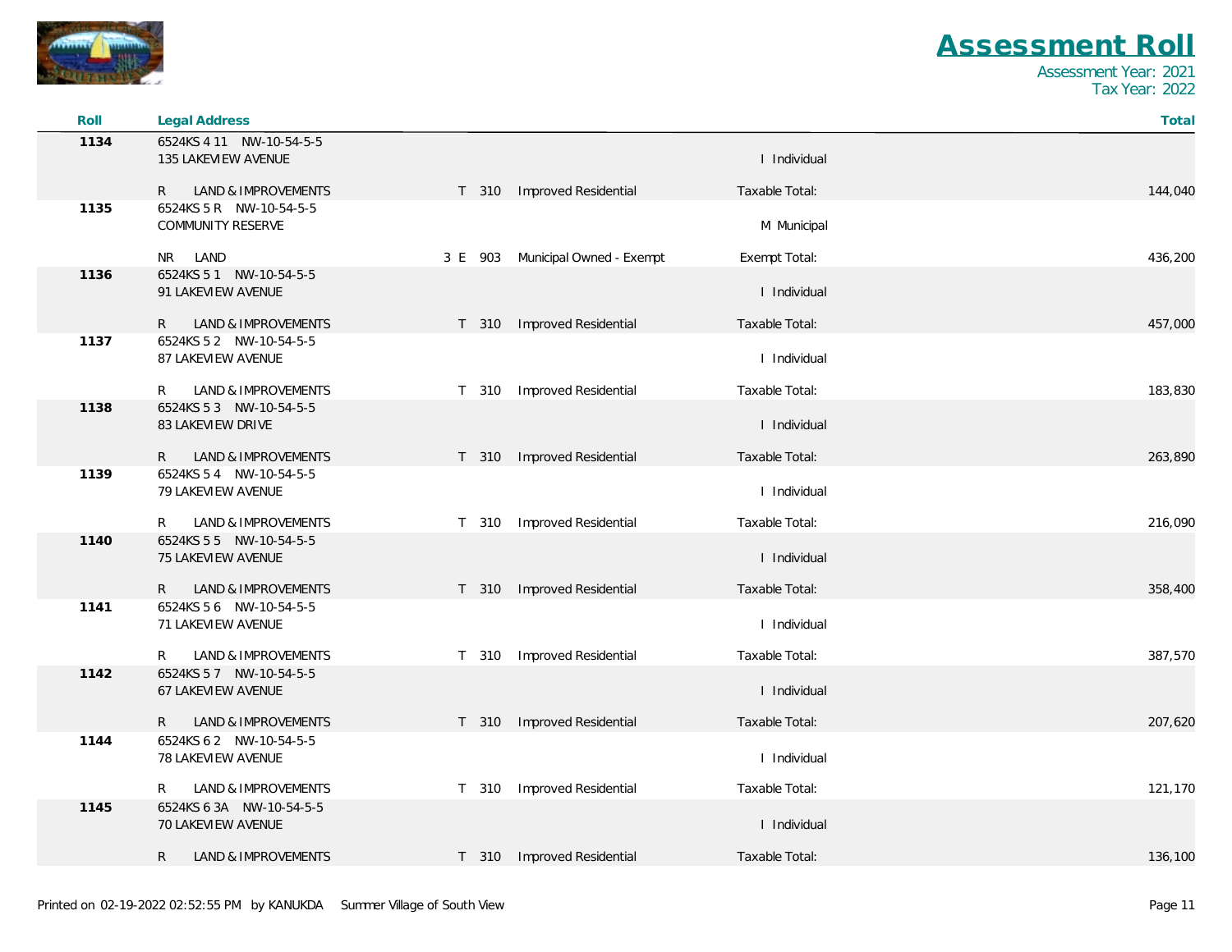# Assessment Roll

Assessment Year: 2021
Tax Year: 2022

| Roll | Legal Address | | | | | Total |
|---|---|---|---|---|---|---|
| **1134** | 6524KS 4 11 NW-10-54-5-5<br>135 LAKEVIEW AVENUE | | | | I Individual | |
| | R LAND & IMPROVEMENTS | T | 310 | Improved Residential | Taxable Total: | 144,040 |
| **1135** | 6524KS 5 R NW-10-54-5-5<br>COMMUNITY RESERVE | | | | M Municipal | |
| | NR LAND | 3 E | 903 | Municipal Owned - Exempt | Exempt Total: | 436,200 |
| **1136** | 6524KS 5 1 NW-10-54-5-5<br>91 LAKEVIEW AVENUE | | | | I Individual | |
| | R LAND & IMPROVEMENTS | T | 310 | Improved Residential | Taxable Total: | 457,000 |
| **1137** | 6524KS 5 2 NW-10-54-5-5<br>87 LAKEVIEW AVENUE | | | | I Individual | |
| | R LAND & IMPROVEMENTS | T | 310 | Improved Residential | Taxable Total: | 183,830 |
| **1138** | 6524KS 5 3 NW-10-54-5-5<br>83 LAKEVIEW DRIVE | | | | I Individual | |
| | R LAND & IMPROVEMENTS | T | 310 | Improved Residential | Taxable Total: | 263,890 |
| **1139** | 6524KS 5 4 NW-10-54-5-5<br>79 LAKEVIEW AVENUE | | | | I Individual | |
| | R LAND & IMPROVEMENTS | T | 310 | Improved Residential | Taxable Total: | 216,090 |
| **1140** | 6524KS 5 5 NW-10-54-5-5<br>75 LAKEVIEW AVENUE | | | | I Individual | |
| | R LAND & IMPROVEMENTS | T | 310 | Improved Residential | Taxable Total: | 358,400 |
| **1141** | 6524KS 5 6 NW-10-54-5-5<br>71 LAKEVIEW AVENUE | | | | I Individual | |
| | R LAND & IMPROVEMENTS | T | 310 | Improved Residential | Taxable Total: | 387,570 |
| **1142** | 6524KS 5 7 NW-10-54-5-5<br>67 LAKEVIEW AVENUE | | | | I Individual | |
| | R LAND & IMPROVEMENTS | T | 310 | Improved Residential | Taxable Total: | 207,620 |
| **1144** | 6524KS 6 2 NW-10-54-5-5<br>78 LAKEVIEW AVENUE | | | | I Individual | |
| | R LAND & IMPROVEMENTS | T | 310 | Improved Residential | Taxable Total: | 121,170 |
| **1145** | 6524KS 6 3A NW-10-54-5-5<br>70 LAKEVIEW AVENUE | | | | I Individual | |
| | R LAND & IMPROVEMENTS | T | 310 | Improved Residential | Taxable Total: | 136,100 |

Printed on 02-19-2022 02:52:55 PM by KANUKDA Summer Village of South View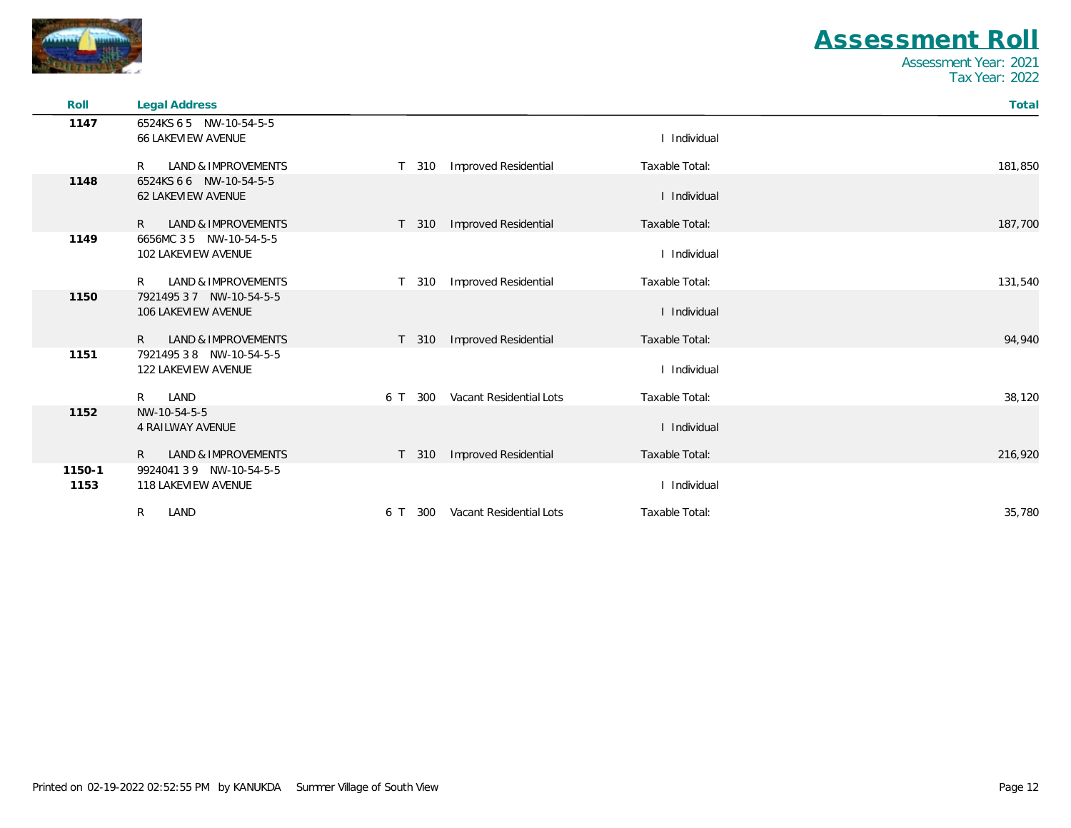# Assessment Roll

Assessment Year: 2021
Tax Year: 2022

| Roll | Legal Address | | | | | Total |
|---|---|---|---|---|---|---|
| 1147 | 6524KS 6 5 NW-10-54-5-5<br>66 LAKEVIEW AVENUE | | | | I Individual | |
| | R LAND & IMPROVEMENTS | T | 310 | Improved Residential | Taxable Total: | 181,850 |
| 1148 | 6524KS 6 6 NW-10-54-5-5<br>62 LAKEVIEW AVENUE | | | | I Individual | |
| | R LAND & IMPROVEMENTS | T | 310 | Improved Residential | Taxable Total: | 187,700 |
| 1149 | 6656MC 3 5 NW-10-54-5-5<br>102 LAKEVIEW AVENUE | | | | I Individual | |
| | R LAND & IMPROVEMENTS | T | 310 | Improved Residential | Taxable Total: | 131,540 |
| 1150 | 7921495 3 7 NW-10-54-5-5<br>106 LAKEVIEW AVENUE | | | | I Individual | |
| | R LAND & IMPROVEMENTS | T | 310 | Improved Residential | Taxable Total: | 94,940 |
| 1151 | 7921495 3 8 NW-10-54-5-5<br>122 LAKEVIEW AVENUE | | | | I Individual | |
| | R LAND | 6 T | 300 | Vacant Residential Lots | Taxable Total: | 38,120 |
| 1152 | NW-10-54-5-5<br>4 RAILWAY AVENUE | | | | I Individual | |
| | R LAND & IMPROVEMENTS | T | 310 | Improved Residential | Taxable Total: | 216,920 |
| 1150-1<br>1153 | 9924041 3 9 NW-10-54-5-5<br>118 LAKEVIEW AVENUE | | | | I Individual | |
| | R LAND | 6 T | 300 | Vacant Residential Lots | Taxable Total: | 35,780 |

Printed on 02-19-2022 02:52:55 PM by KANUKDA Summer Village of South View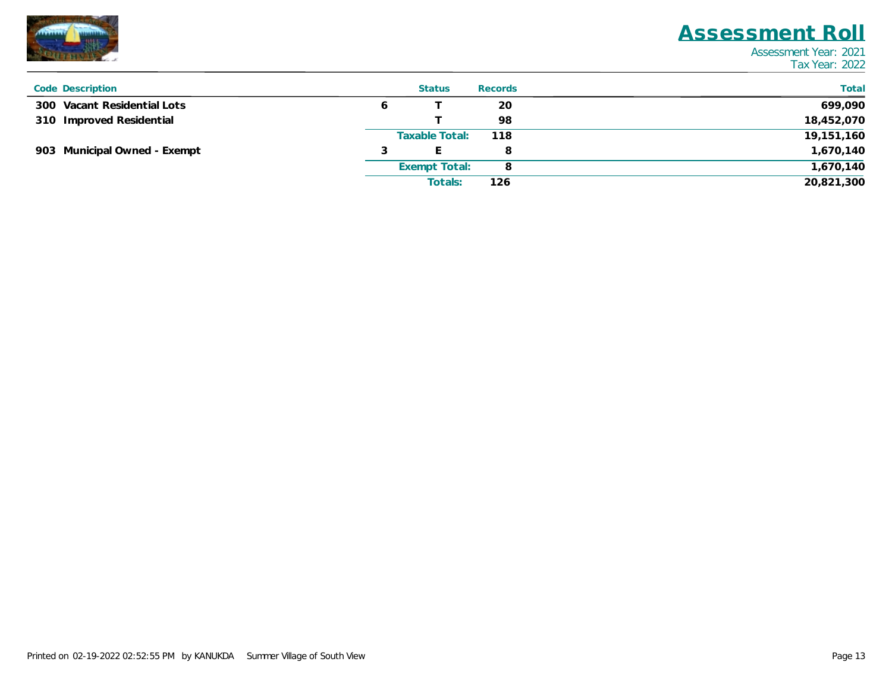# Assessment Roll

Assessment Year: 2021
Tax Year: 2022

| Code | Description | | Status | Records | Total |
|---|---|---|---|---|---|
| 300 | Vacant Residential Lots | 6 | T | 20 | 699,090 |
| 310 | Improved Residential | | T | 98 | 18,452,070 |
| | | | Taxable Total: | 118 | 19,151,160 |
| 903 | Municipal Owned - Exempt | 3 | E | 8 | 1,670,140 |
| | | | Exempt Total: | 8 | 1,670,140 |
| | | | Totals: | 126 | 20,821,300 |

Printed on 02-19-2022 02:52:55 PM by KANUKDA Summer Village of South View